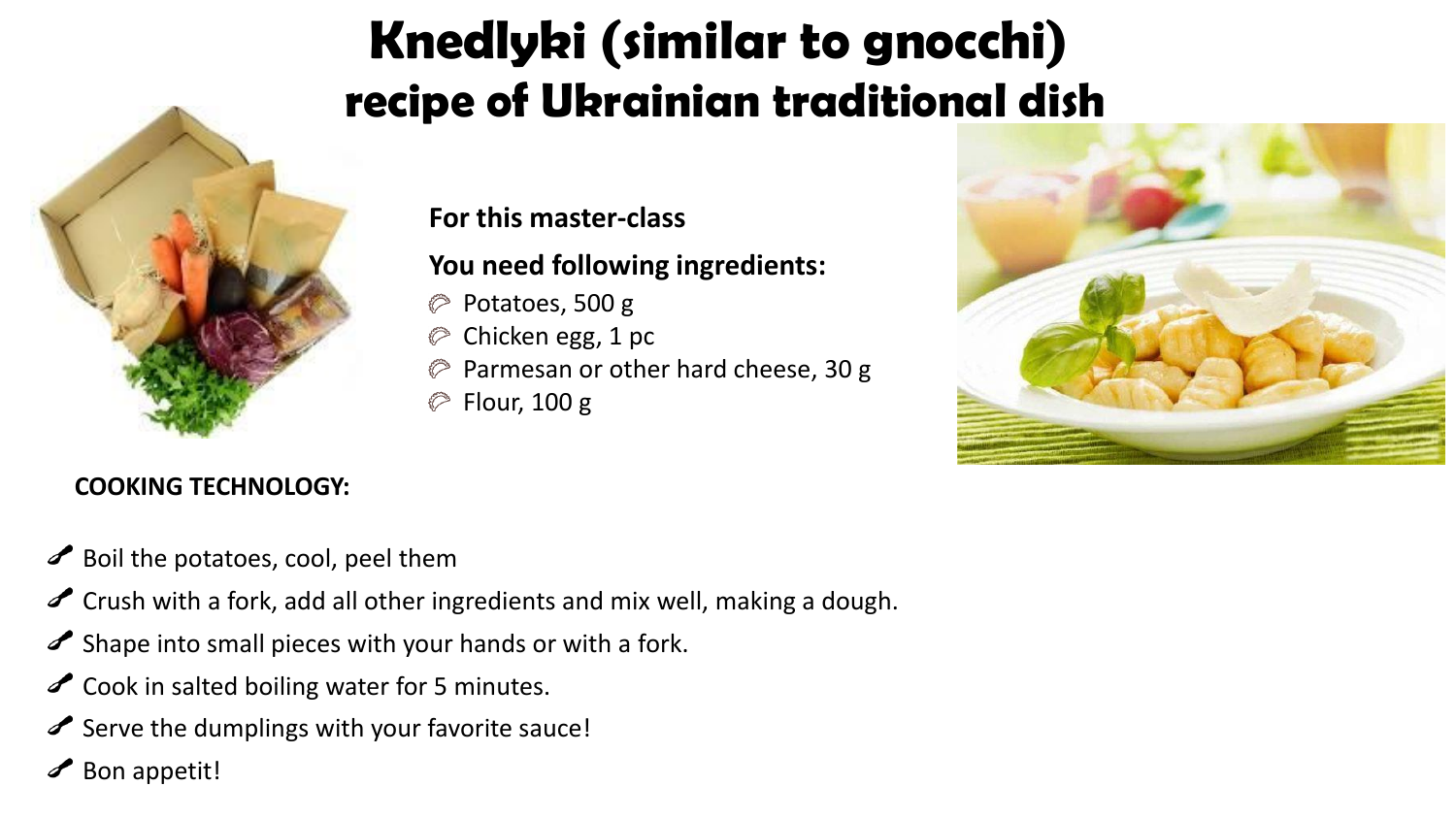# Knedlyki (similar to gnocchi)
## recipe of Ukrainian traditional dish

**For this master-class**

**You need following ingredients:**

- Potatoes, 500 g
- Chicken egg, 1 pc
- Parmesan or other hard cheese, 30 g
- Flour, 100 g

**COOKING TECHNOLOGY:**

- Boil the potatoes, cool, peel them
- Crush with a fork, add all other ingredients and mix well, making a dough.
- Shape into small pieces with your hands or with a fork.
- Cook in salted boiling water for 5 minutes.
- Serve the dumplings with your favorite sauce!
- Bon appetit!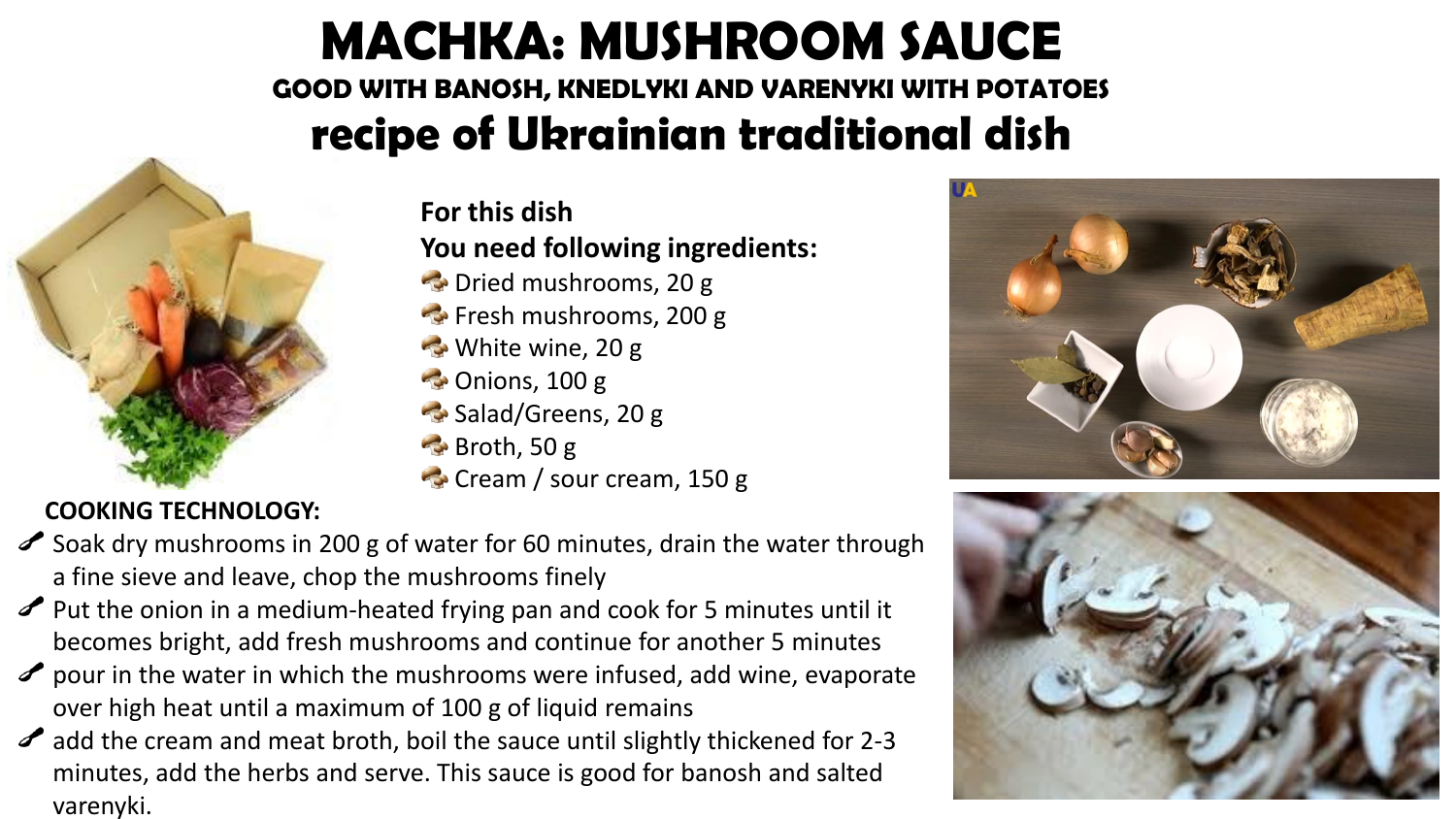# MACHKA: MUSHROOM SAUCE

### GOOD WITH BANOSH, KNEDLYKI AND VARENYKI WITH POTATOES

## recipe of Ukrainian traditional dish

**For this dish**

**You need following ingredients:**

- Dried mushrooms, 20 g
- Fresh mushrooms, 200 g
- White wine, 20 g
- Onions, 100 g
- Salad/Greens, 20 g
- Broth, 50 g
- Cream / sour cream, 150 g

**COOKING TECHNOLOGY:**

- Soak dry mushrooms in 200 g of water for 60 minutes, drain the water through a fine sieve and leave, chop the mushrooms finely
- Put the onion in a medium-heated frying pan and cook for 5 minutes until it becomes bright, add fresh mushrooms and continue for another 5 minutes
- pour in the water in which the mushrooms were infused, add wine, evaporate over high heat until a maximum of 100 g of liquid remains
- add the cream and meat broth, boil the sauce until slightly thickened for 2-3 minutes, add the herbs and serve. This sauce is good for banosh and salted varenyki.